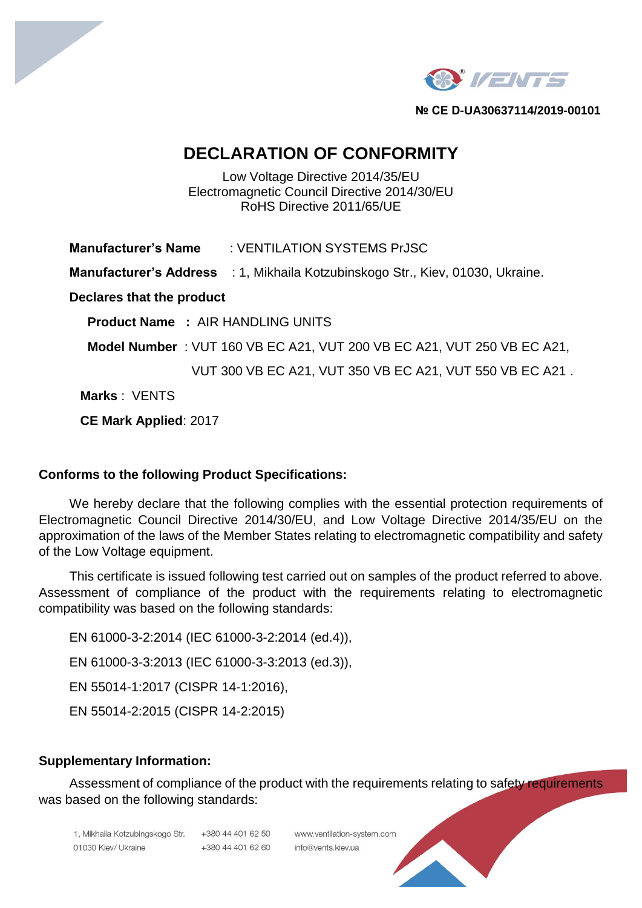VENTS

№ CE D-UA30637114/2019-00101

# DECLARATION OF CONFORMITY

Low Voltage Directive 2014/35/EU
Electromagnetic Council Directive 2014/30/EU
RoHS Directive 2011/65/UE

**Manufacturer's Name** : VENTILATION SYSTEMS PrJSC

**Manufacturer's Address** : 1, Mikhaila Kotzubinskogo Str., Kiev, 01030, Ukraine.

**Declares that the product**

**Product Name :** AIR HANDLING UNITS

**Model Number** : VUT 160 VB EC A21, VUT 200 VB EC A21, VUT 250 VB EC A21, VUT 300 VB EC A21, VUT 350 VB EC A21, VUT 550 VB EC A21 .

**Marks** : VENTS

**CE Mark Applied**: 2017

**Conforms to the following Product Specifications:**

We hereby declare that the following complies with the essential protection requirements of Electromagnetic Council Directive 2014/30/EU, and Low Voltage Directive 2014/35/EU on the approximation of the laws of the Member States relating to electromagnetic compatibility and safety of the Low Voltage equipment.

This certificate is issued following test carried out on samples of the product referred to above. Assessment of compliance of the product with the requirements relating to electromagnetic compatibility was based on the following standards:

EN 61000-3-2:2014 (IEC 61000-3-2:2014 (ed.4)),

EN 61000-3-3:2013 (IEC 61000-3-3:2013 (ed.3)),

EN 55014-1:2017 (CISPR 14-1:2016),

EN 55014-2:2015 (CISPR 14-2:2015)

**Supplementary Information:**

Assessment of compliance of the product with the requirements relating to safety requirements was based on the following standards:

1, Mikhaila Kotzubingskogo Str.
01030 Kiev/ Ukraine

+380 44 401 62 50
+380 44 401 62 60

www.ventilation-system.com
info@vents.kiev.ua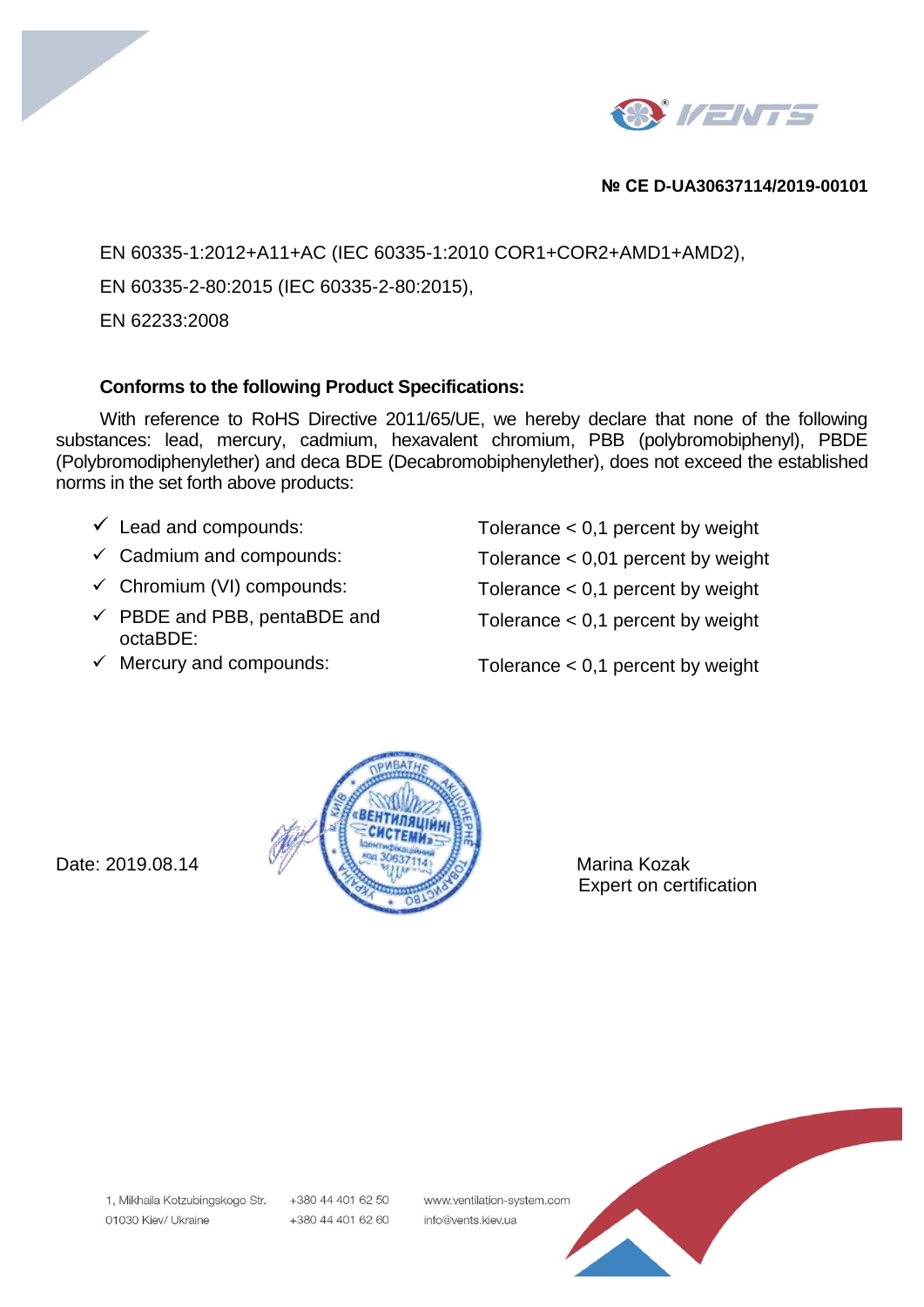**№ CE D-UA30637114/2019-00101**

EN 60335-1:2012+A11+AC (IEC 60335-1:2010 COR1+COR2+AMD1+AMD2),

EN 60335-2-80:2015 (IEC 60335-2-80:2015),

EN 62233:2008

**Conforms to the following Product Specifications:**

With reference to RoHS Directive 2011/65/UE, we hereby declare that none of the following substances: lead, mercury, cadmium, hexavalent chromium, PBB (polybromobiphenyl), PBDE (Polybromodiphenylether) and deca BDE (Decabromobiphenylether), does not exceed the established norms in the set forth above products:

| | |
|---|---|
| ✓ Lead and compounds: | Tolerance < 0,1 percent by weight |
| ✓ Cadmium and compounds: | Tolerance < 0,01 percent by weight |
| ✓ Chromium (VI) compounds: | Tolerance < 0,1 percent by weight |
| ✓ PBDE and PBB, pentaBDE and octaBDE: | Tolerance < 0,1 percent by weight |
| ✓ Mercury and compounds: | Tolerance < 0,1 percent by weight |

Date: 2019.08.14

Marina Kozak
Expert on certification

1, Mikhaila Kotzubingskogo Str.
01030 Kiev/ Ukraine

+380 44 401 62 50
+380 44 401 62 60

www.ventilation-system.com
info@vents.kiev.ua